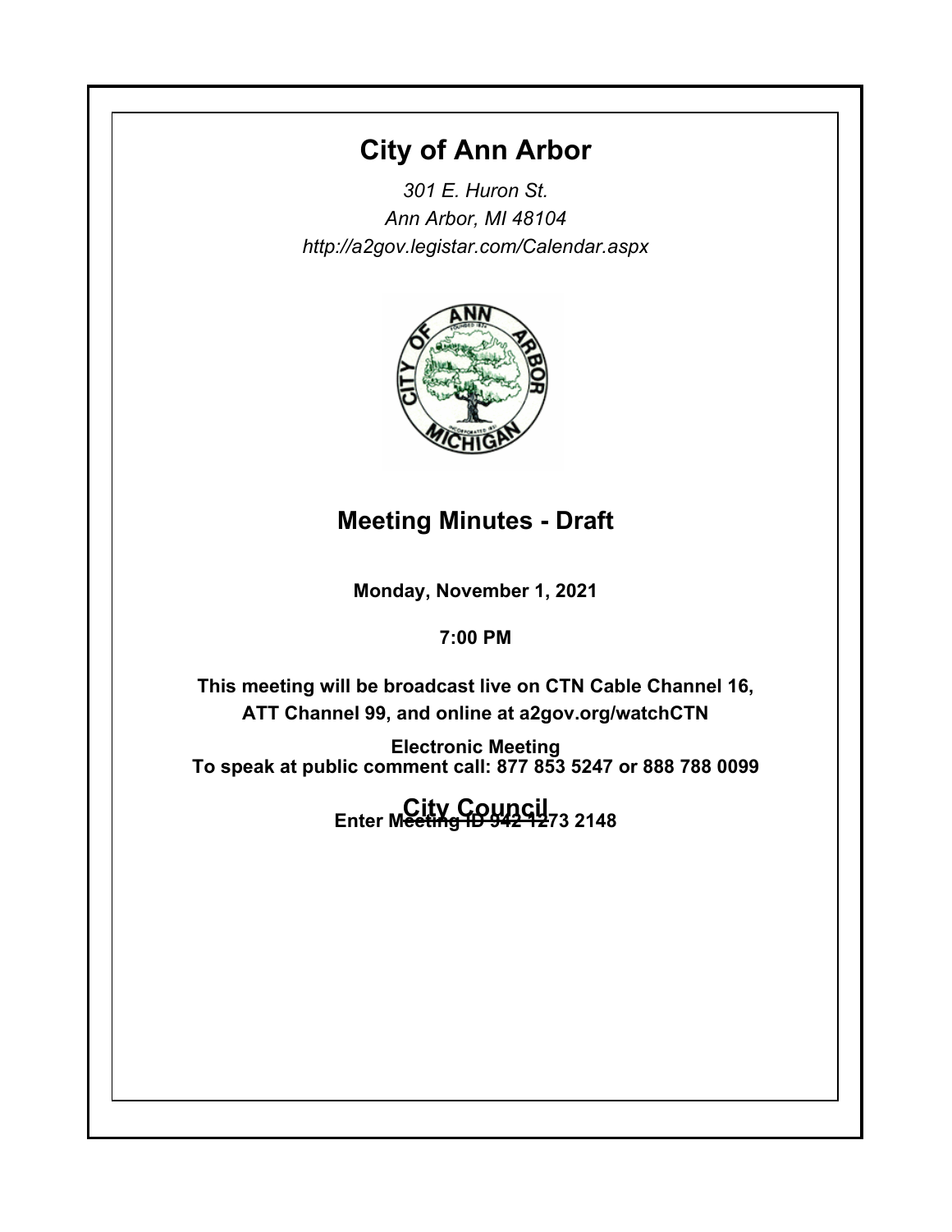# City of Ann Arbor

*301 E. Huron St.*
*Ann Arbor, MI 48104*
*http://a2gov.legistar.com/Calendar.aspx*

## Meeting Minutes - Draft

**Monday, November 1, 2021**

**7:00 PM**

**This meeting will be broadcast live on CTN Cable Channel 16, ATT Channel 99, and online at a2gov.org/watchCTN**

**Electronic Meeting**
**To speak at public comment call: 877 853 5247 or 888 788 0099**

**Enter Meeting ID 942 1273 2148**

## City Council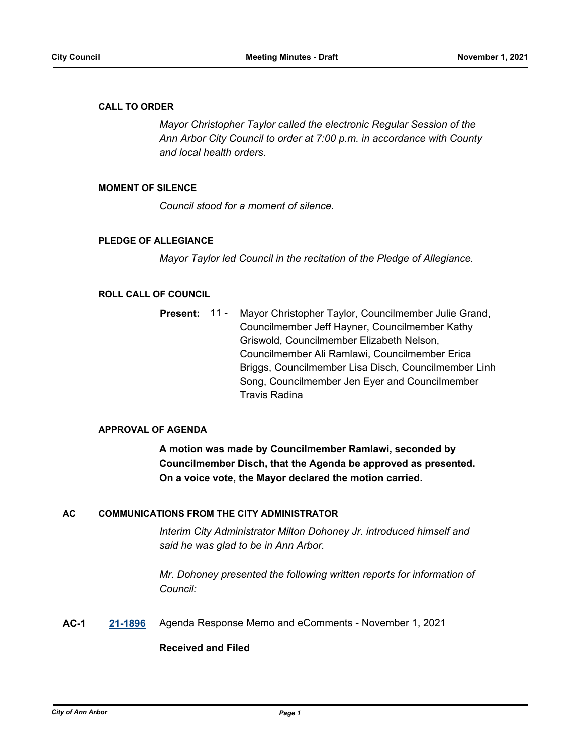**CALL TO ORDER**

*Mayor Christopher Taylor called the electronic Regular Session of the Ann Arbor City Council to order at 7:00 p.m. in accordance with County and local health orders.*

**MOMENT OF SILENCE**

*Council stood for a moment of silence.*

**PLEDGE OF ALLEGIANCE**

*Mayor Taylor led Council in the recitation of the Pledge of Allegiance.*

**ROLL CALL OF COUNCIL**

**Present:** 11 - Mayor Christopher Taylor, Councilmember Julie Grand, Councilmember Jeff Hayner, Councilmember Kathy Griswold, Councilmember Elizabeth Nelson, Councilmember Ali Ramlawi, Councilmember Erica Briggs, Councilmember Lisa Disch, Councilmember Linh Song, Councilmember Jen Eyer and Councilmember Travis Radina

**APPROVAL OF AGENDA**

**A motion was made by Councilmember Ramlawi, seconded by Councilmember Disch, that the Agenda be approved as presented. On a voice vote, the Mayor declared the motion carried.**

**AC COMMUNICATIONS FROM THE CITY ADMINISTRATOR**

*Interim City Administrator Milton Dohoney Jr. introduced himself and said he was glad to be in Ann Arbor.*

*Mr. Dohoney presented the following written reports for information of Council:*

**AC-1** **21-1896** Agenda Response Memo and eComments - November 1, 2021

**Received and Filed**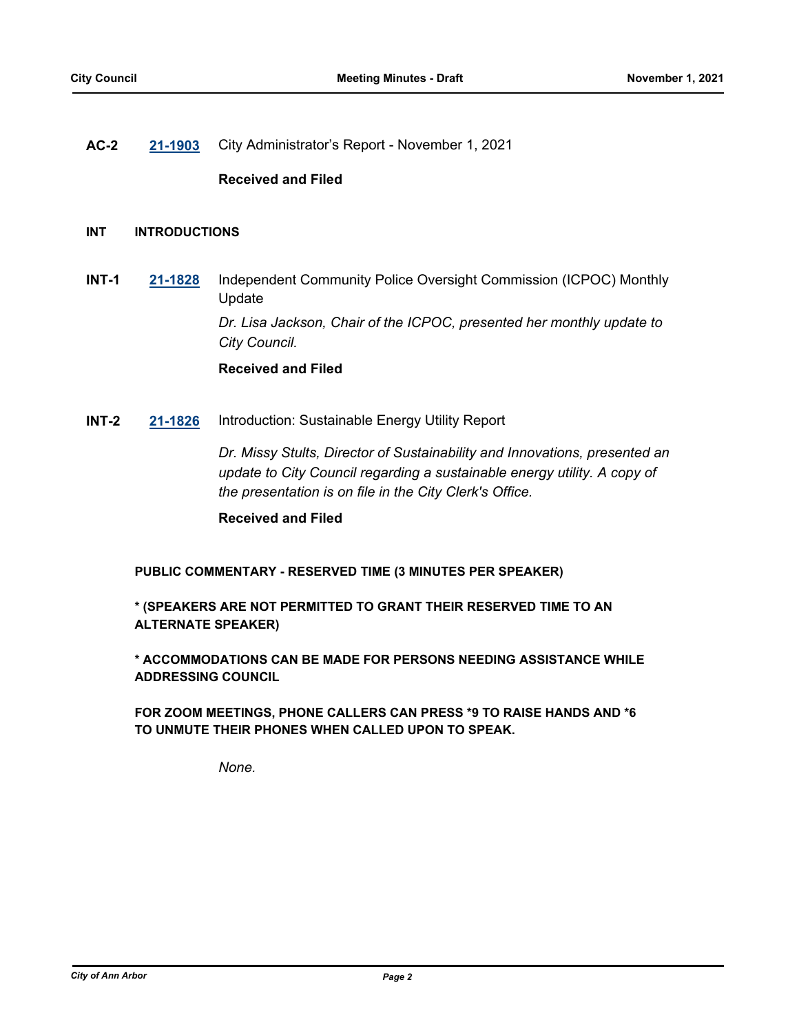**AC-2** **21-1903** City Administrator's Report - November 1, 2021

**Received and Filed**

**INT INTRODUCTIONS**

**INT-1** **21-1828** Independent Community Police Oversight Commission (ICPOC) Monthly Update

*Dr. Lisa Jackson, Chair of the ICPOC, presented her monthly update to City Council.*

**Received and Filed**

**INT-2** **21-1826** Introduction: Sustainable Energy Utility Report

*Dr. Missy Stults, Director of Sustainability and Innovations, presented an update to City Council regarding a sustainable energy utility. A copy of the presentation is on file in the City Clerk's Office.*

**Received and Filed**

**PUBLIC COMMENTARY - RESERVED TIME (3 MINUTES PER SPEAKER)**

**\* (SPEAKERS ARE NOT PERMITTED TO GRANT THEIR RESERVED TIME TO AN ALTERNATE SPEAKER)**

**\* ACCOMMODATIONS CAN BE MADE FOR PERSONS NEEDING ASSISTANCE WHILE ADDRESSING COUNCIL**

**FOR ZOOM MEETINGS, PHONE CALLERS CAN PRESS \*9 TO RAISE HANDS AND \*6 TO UNMUTE THEIR PHONES WHEN CALLED UPON TO SPEAK.**

*None.*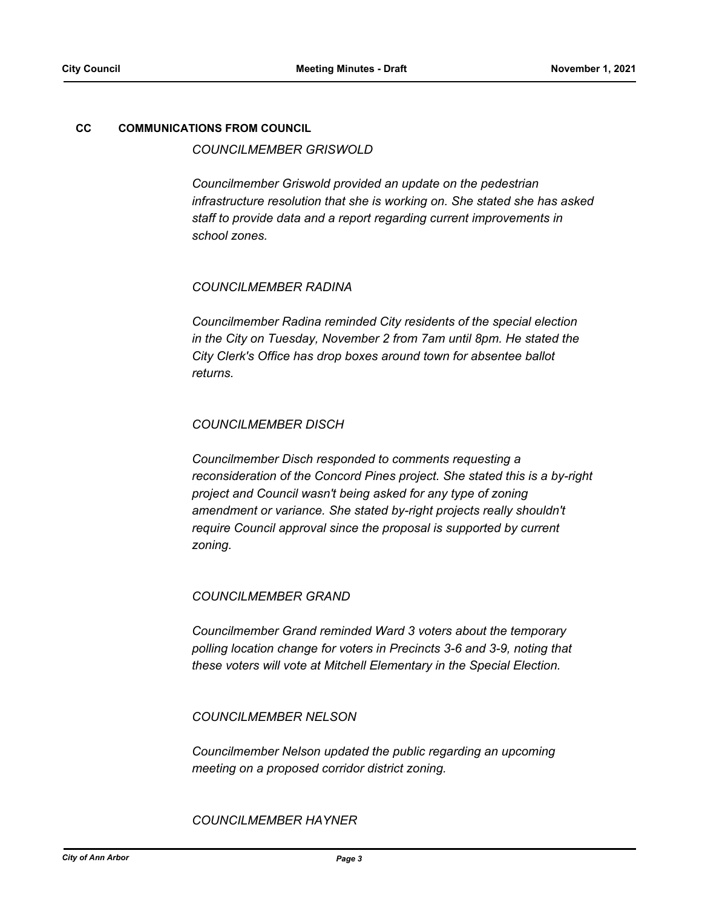## CC COMMUNICATIONS FROM COUNCIL

*COUNCILMEMBER GRISWOLD*

*Councilmember Griswold provided an update on the pedestrian infrastructure resolution that she is working on. She stated she has asked staff to provide data and a report regarding current improvements in school zones.*

*COUNCILMEMBER RADINA*

*Councilmember Radina reminded City residents of the special election in the City on Tuesday, November 2 from 7am until 8pm. He stated the City Clerk's Office has drop boxes around town for absentee ballot returns.*

*COUNCILMEMBER DISCH*

*Councilmember Disch responded to comments requesting a reconsideration of the Concord Pines project. She stated this is a by-right project and Council wasn't being asked for any type of zoning amendment or variance. She stated by-right projects really shouldn't require Council approval since the proposal is supported by current zoning.*

*COUNCILMEMBER GRAND*

*Councilmember Grand reminded Ward 3 voters about the temporary polling location change for voters in Precincts 3-6 and 3-9, noting that these voters will vote at Mitchell Elementary in the Special Election.*

*COUNCILMEMBER NELSON*

*Councilmember Nelson updated the public regarding an upcoming meeting on a proposed corridor district zoning.*

*COUNCILMEMBER HAYNER*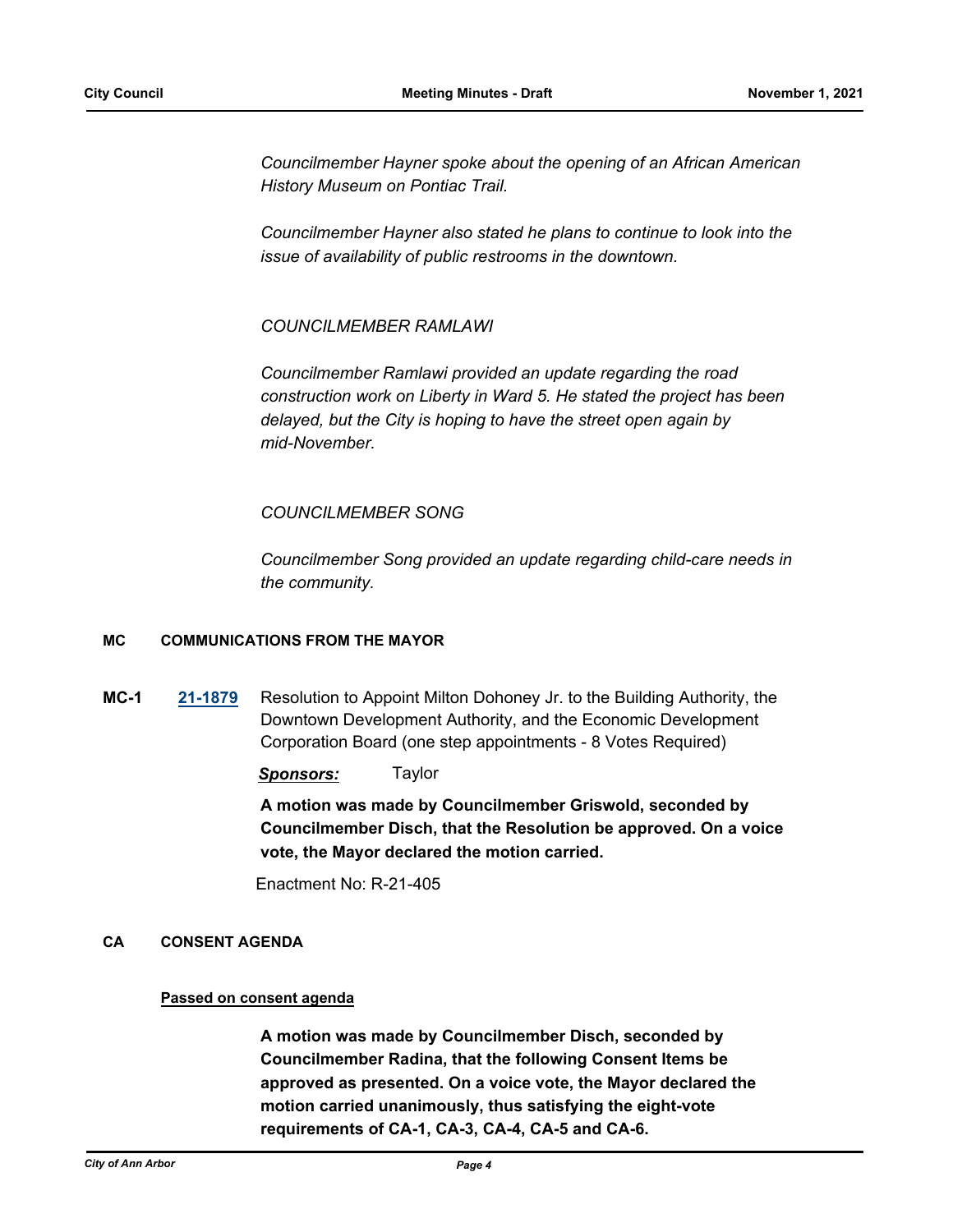*Councilmember Hayner spoke about the opening of an African American History Museum on Pontiac Trail.*

*Councilmember Hayner also stated he plans to continue to look into the issue of availability of public restrooms in the downtown.*

*COUNCILMEMBER RAMLAWI*

*Councilmember Ramlawi provided an update regarding the road construction work on Liberty in Ward 5. He stated the project has been delayed, but the City is hoping to have the street open again by mid-November.*

*COUNCILMEMBER SONG*

*Councilmember Song provided an update regarding child-care needs in the community.*

## MC COMMUNICATIONS FROM THE MAYOR

**MC-1** **21-1879** Resolution to Appoint Milton Dohoney Jr. to the Building Authority, the Downtown Development Authority, and the Economic Development Corporation Board (one step appointments - 8 Votes Required)

***Sponsors:*** Taylor

**A motion was made by Councilmember Griswold, seconded by Councilmember Disch, that the Resolution be approved. On a voice vote, the Mayor declared the motion carried.**

Enactment No: R-21-405

## CA CONSENT AGENDA

**Passed on consent agenda**

**A motion was made by Councilmember Disch, seconded by Councilmember Radina, that the following Consent Items be approved as presented. On a voice vote, the Mayor declared the motion carried unanimously, thus satisfying the eight-vote requirements of CA-1, CA-3, CA-4, CA-5 and CA-6.**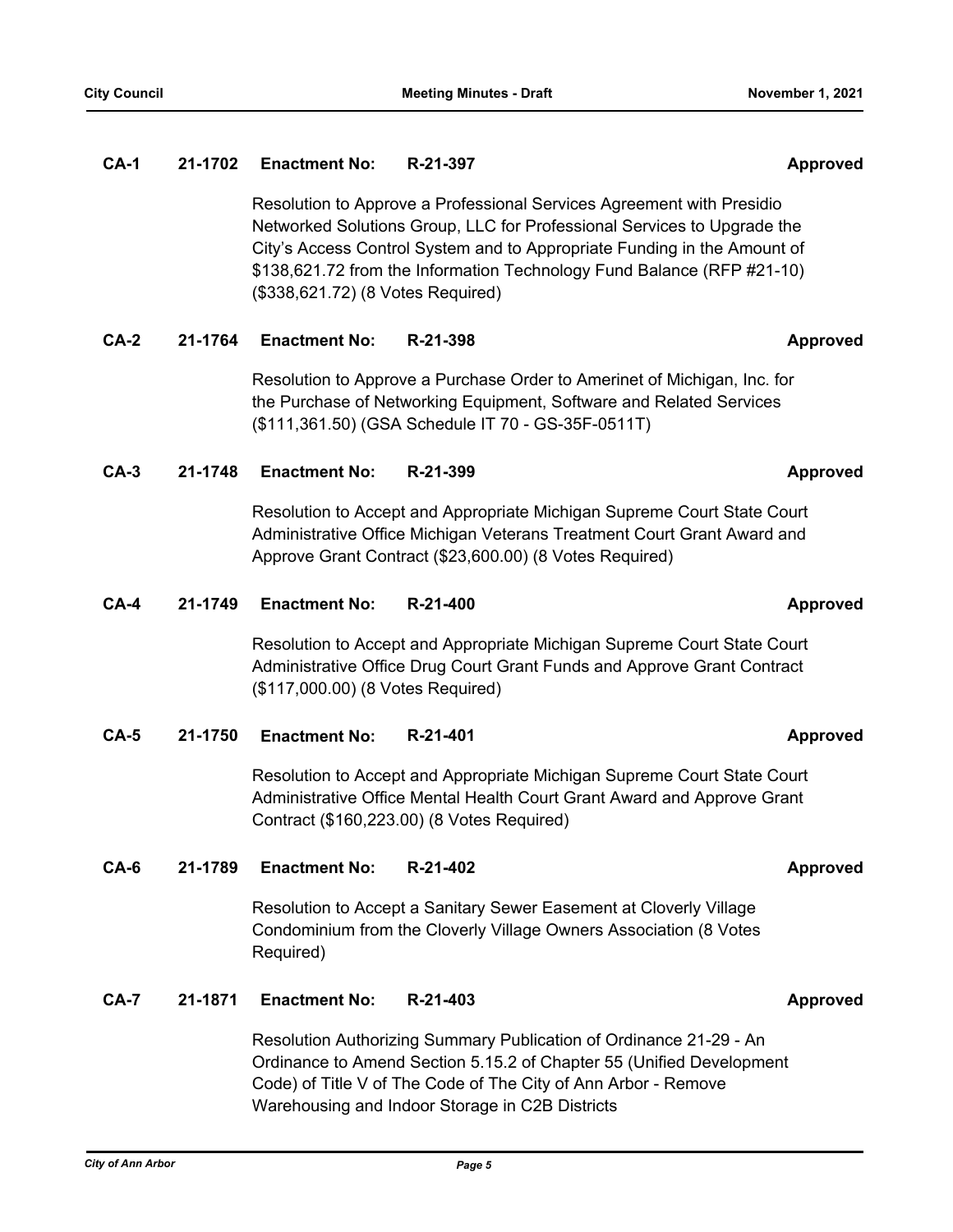**CA-1 21-1702 Enactment No: R-21-397 Approved**

Resolution to Approve a Professional Services Agreement with Presidio Networked Solutions Group, LLC for Professional Services to Upgrade the City's Access Control System and to Appropriate Funding in the Amount of $138,621.72 from the Information Technology Fund Balance (RFP #21-10) ($338,621.72) (8 Votes Required)

**CA-2 21-1764 Enactment No: R-21-398 Approved**

Resolution to Approve a Purchase Order to Amerinet of Michigan, Inc. for the Purchase of Networking Equipment, Software and Related Services ($111,361.50) (GSA Schedule IT 70 - GS-35F-0511T)

**CA-3 21-1748 Enactment No: R-21-399 Approved**

Resolution to Accept and Appropriate Michigan Supreme Court State Court Administrative Office Michigan Veterans Treatment Court Grant Award and Approve Grant Contract ($23,600.00) (8 Votes Required)

**CA-4 21-1749 Enactment No: R-21-400 Approved**

Resolution to Accept and Appropriate Michigan Supreme Court State Court Administrative Office Drug Court Grant Funds and Approve Grant Contract ($117,000.00) (8 Votes Required)

**CA-5 21-1750 Enactment No: R-21-401 Approved**

Resolution to Accept and Appropriate Michigan Supreme Court State Court Administrative Office Mental Health Court Grant Award and Approve Grant Contract ($160,223.00) (8 Votes Required)

**CA-6 21-1789 Enactment No: R-21-402 Approved**

Resolution to Accept a Sanitary Sewer Easement at Cloverly Village Condominium from the Cloverly Village Owners Association (8 Votes Required)

**CA-7 21-1871 Enactment No: R-21-403 Approved**

Resolution Authorizing Summary Publication of Ordinance 21-29 - An Ordinance to Amend Section 5.15.2 of Chapter 55 (Unified Development Code) of Title V of The Code of The City of Ann Arbor - Remove Warehousing and Indoor Storage in C2B Districts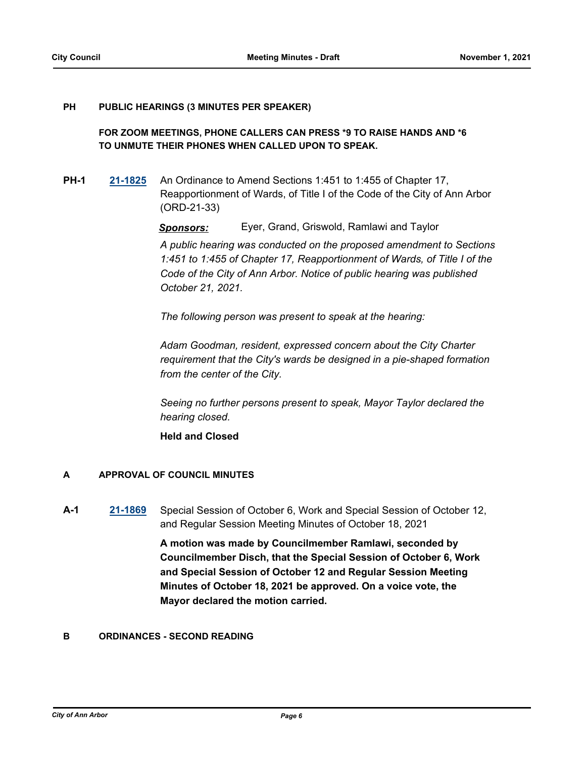**PH PUBLIC HEARINGS (3 MINUTES PER SPEAKER)**

**FOR ZOOM MEETINGS, PHONE CALLERS CAN PRESS *9 TO RAISE HANDS AND *6 TO UNMUTE THEIR PHONES WHEN CALLED UPON TO SPEAK.**

**PH-1** **21-1825** An Ordinance to Amend Sections 1:451 to 1:455 of Chapter 17, Reapportionment of Wards, of Title I of the Code of the City of Ann Arbor (ORD-21-33)

***Sponsors:*** Eyer, Grand, Griswold, Ramlawi and Taylor

*A public hearing was conducted on the proposed amendment to Sections 1:451 to 1:455 of Chapter 17, Reapportionment of Wards, of Title I of the Code of the City of Ann Arbor. Notice of public hearing was published October 21, 2021.*

*The following person was present to speak at the hearing:*

*Adam Goodman, resident, expressed concern about the City Charter requirement that the City's wards be designed in a pie-shaped formation from the center of the City.*

*Seeing no further persons present to speak, Mayor Taylor declared the hearing closed.*

**Held and Closed**

**A APPROVAL OF COUNCIL MINUTES**

**A-1** **21-1869** Special Session of October 6, Work and Special Session of October 12, and Regular Session Meeting Minutes of October 18, 2021

**A motion was made by Councilmember Ramlawi, seconded by Councilmember Disch, that the Special Session of October 6, Work and Special Session of October 12 and Regular Session Meeting Minutes of October 18, 2021 be approved. On a voice vote, the Mayor declared the motion carried.**

**B ORDINANCES - SECOND READING**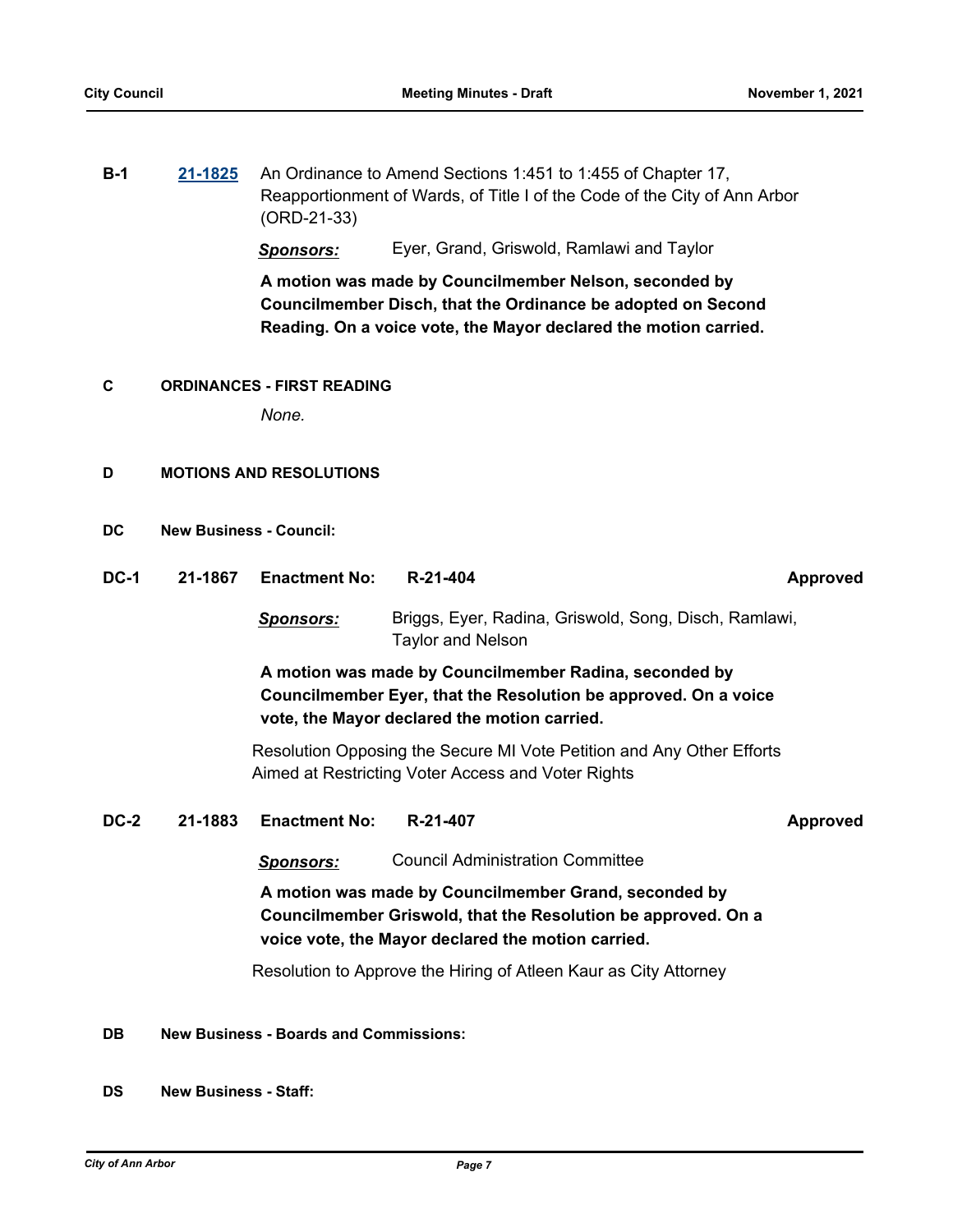**B-1** [21-1825](21-1825) An Ordinance to Amend Sections 1:451 to 1:455 of Chapter 17, Reapportionment of Wards, of Title I of the Code of the City of Ann Arbor (ORD-21-33)

***Sponsors:*** Eyer, Grand, Griswold, Ramlawi and Taylor

**A motion was made by Councilmember Nelson, seconded by Councilmember Disch, that the Ordinance be adopted on Second Reading. On a voice vote, the Mayor declared the motion carried.**

## C ORDINANCES - FIRST READING

*None.*

## D MOTIONS AND RESOLUTIONS

### DC New Business - Council:

**DC-1 21-1867 Enactment No: R-21-404 Approved**

***Sponsors:*** Briggs, Eyer, Radina, Griswold, Song, Disch, Ramlawi, Taylor and Nelson

**A motion was made by Councilmember Radina, seconded by Councilmember Eyer, that the Resolution be approved. On a voice vote, the Mayor declared the motion carried.**

Resolution Opposing the Secure MI Vote Petition and Any Other Efforts Aimed at Restricting Voter Access and Voter Rights

**DC-2 21-1883 Enactment No: R-21-407 Approved**

***Sponsors:*** Council Administration Committee

**A motion was made by Councilmember Grand, seconded by Councilmember Griswold, that the Resolution be approved. On a voice vote, the Mayor declared the motion carried.**

Resolution to Approve the Hiring of Atleen Kaur as City Attorney

### DB New Business - Boards and Commissions:

### DS New Business - Staff: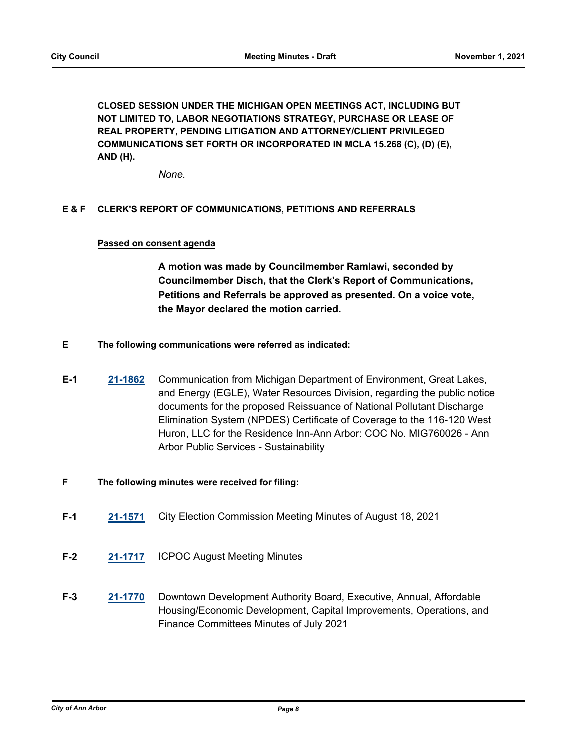**CLOSED SESSION UNDER THE MICHIGAN OPEN MEETINGS ACT, INCLUDING BUT NOT LIMITED TO, LABOR NEGOTIATIONS STRATEGY, PURCHASE OR LEASE OF REAL PROPERTY, PENDING LITIGATION AND ATTORNEY/CLIENT PRIVILEGED COMMUNICATIONS SET FORTH OR INCORPORATED IN MCLA 15.268 (C), (D) (E), AND (H).**

*None.*

**E & F CLERK'S REPORT OF COMMUNICATIONS, PETITIONS AND REFERRALS**

**Passed on consent agenda**

**A motion was made by Councilmember Ramlawi, seconded by Councilmember Disch, that the Clerk's Report of Communications, Petitions and Referrals be approved as presented. On a voice vote, the Mayor declared the motion carried.**

**E The following communications were referred as indicated:**

**E-1** **21-1862** Communication from Michigan Department of Environment, Great Lakes, and Energy (EGLE), Water Resources Division, regarding the public notice documents for the proposed Reissuance of National Pollutant Discharge Elimination System (NPDES) Certificate of Coverage to the 116-120 West Huron, LLC for the Residence Inn-Ann Arbor: COC No. MIG760026 - Ann Arbor Public Services - Sustainability

**F The following minutes were received for filing:**

**F-1** **21-1571** City Election Commission Meeting Minutes of August 18, 2021

**F-2** **21-1717** ICPOC August Meeting Minutes

**F-3** **21-1770** Downtown Development Authority Board, Executive, Annual, Affordable Housing/Economic Development, Capital Improvements, Operations, and Finance Committees Minutes of July 2021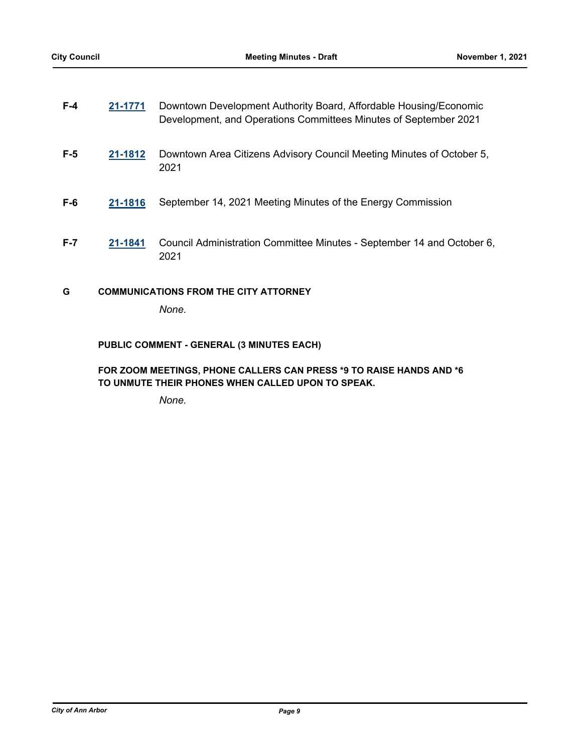**F-4** **21-1771** Downtown Development Authority Board, Affordable Housing/Economic Development, and Operations Committees Minutes of September 2021

**F-5** **21-1812** Downtown Area Citizens Advisory Council Meeting Minutes of October 5, 2021

**F-6** **21-1816** September 14, 2021 Meeting Minutes of the Energy Commission

**F-7** **21-1841** Council Administration Committee Minutes - September 14 and October 6, 2021

## G COMMUNICATIONS FROM THE CITY ATTORNEY

*None.*

**PUBLIC COMMENT - GENERAL (3 MINUTES EACH)**

**FOR ZOOM MEETINGS, PHONE CALLERS CAN PRESS *9 TO RAISE HANDS AND *6 TO UNMUTE THEIR PHONES WHEN CALLED UPON TO SPEAK.**

*None.*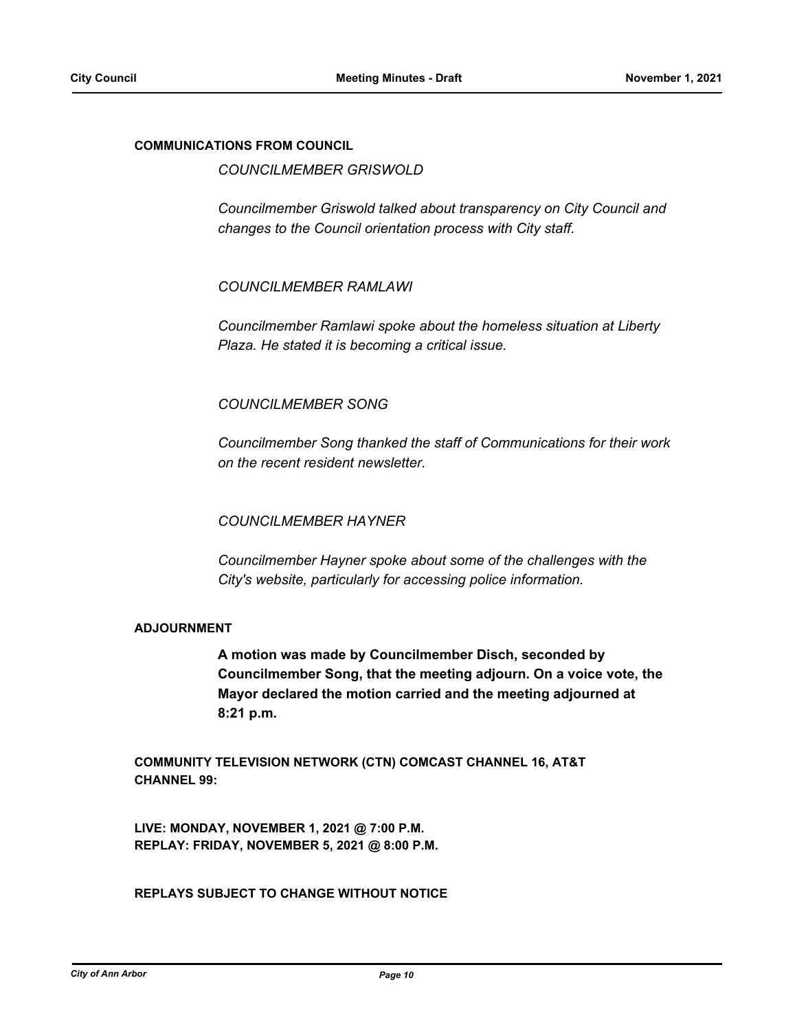**COMMUNICATIONS FROM COUNCIL**

*COUNCILMEMBER GRISWOLD*

*Councilmember Griswold talked about transparency on City Council and changes to the Council orientation process with City staff.*

*COUNCILMEMBER RAMLAWI*

*Councilmember Ramlawi spoke about the homeless situation at Liberty Plaza. He stated it is becoming a critical issue.*

*COUNCILMEMBER SONG*

*Councilmember Song thanked the staff of Communications for their work on the recent resident newsletter.*

*COUNCILMEMBER HAYNER*

*Councilmember Hayner spoke about some of the challenges with the City's website, particularly for accessing police information.*

**ADJOURNMENT**

**A motion was made by Councilmember Disch, seconded by Councilmember Song, that the meeting adjourn. On a voice vote, the Mayor declared the motion carried and the meeting adjourned at 8:21 p.m.**

**COMMUNITY TELEVISION NETWORK (CTN) COMCAST CHANNEL 16, AT&T CHANNEL 99:**

**LIVE: MONDAY, NOVEMBER 1, 2021 @ 7:00 P.M.**
**REPLAY: FRIDAY, NOVEMBER 5, 2021 @ 8:00 P.M.**

**REPLAYS SUBJECT TO CHANGE WITHOUT NOTICE**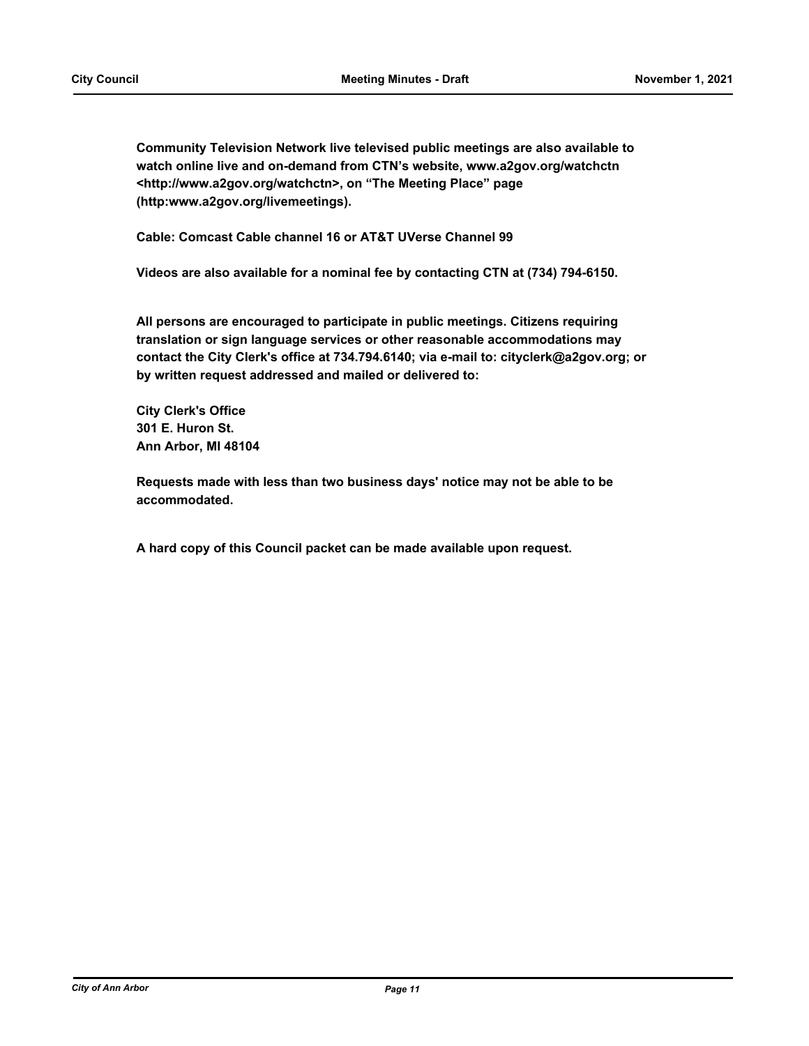**Community Television Network live televised public meetings are also available to watch online live and on-demand from CTN's website, www.a2gov.org/watchctn <http://www.a2gov.org/watchctn>, on "The Meeting Place" page (http:www.a2gov.org/livemeetings).**

**Cable: Comcast Cable channel 16 or AT&T UVerse Channel 99**

**Videos are also available for a nominal fee by contacting CTN at (734) 794-6150.**

**All persons are encouraged to participate in public meetings. Citizens requiring translation or sign language services or other reasonable accommodations may contact the City Clerk's office at 734.794.6140; via e-mail to: cityclerk@a2gov.org; or by written request addressed and mailed or delivered to:**

**City Clerk's Office**
**301 E. Huron St.**
**Ann Arbor, MI 48104**

**Requests made with less than two business days' notice may not be able to be accommodated.**

**A hard copy of this Council packet can be made available upon request.**